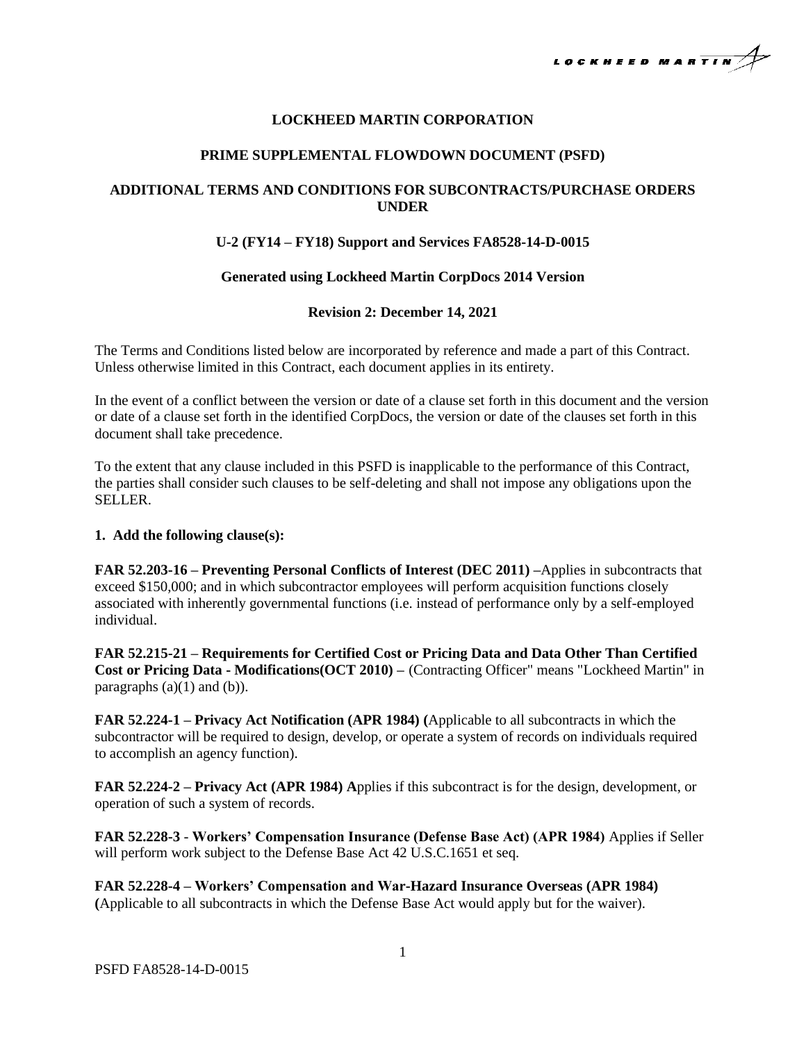**LOCKHEED MARTIN CORPORATION**

**PRIME SUPPLEMENTAL FLOWDOWN DOCUMENT (PSFD)**

**ADDITIONAL TERMS AND CONDITIONS FOR SUBCONTRACTS/PURCHASE ORDERS UNDER**

**U-2 (FY14 – FY18) Support and Services FA8528-14-D-0015**

**Generated using Lockheed Martin CorpDocs 2014 Version**

**Revision 2: December 14, 2021**

The Terms and Conditions listed below are incorporated by reference and made a part of this Contract. Unless otherwise limited in this Contract, each document applies in its entirety.

In the event of a conflict between the version or date of a clause set forth in this document and the version or date of a clause set forth in the identified CorpDocs, the version or date of the clauses set forth in this document shall take precedence.

To the extent that any clause included in this PSFD is inapplicable to the performance of this Contract, the parties shall consider such clauses to be self-deleting and shall not impose any obligations upon the SELLER.

**1. Add the following clause(s):**

**FAR 52.203-16 – Preventing Personal Conflicts of Interest (DEC 2011) –**Applies in subcontracts that exceed $150,000; and in which subcontractor employees will perform acquisition functions closely associated with inherently governmental functions (i.e. instead of performance only by a self-employed individual.

**FAR 52.215-21 – Requirements for Certified Cost or Pricing Data and Data Other Than Certified Cost or Pricing Data - Modifications(OCT 2010) –** (Contracting Officer" means "Lockheed Martin" in paragraphs (a)(1) and (b)).

**FAR 52.224-1 – Privacy Act Notification (APR 1984) (**Applicable to all subcontracts in which the subcontractor will be required to design, develop, or operate a system of records on individuals required to accomplish an agency function).

**FAR 52.224-2 – Privacy Act (APR 1984) A**pplies if this subcontract is for the design, development, or operation of such a system of records.

**FAR 52.228-3 - Workers' Compensation Insurance (Defense Base Act) (APR 1984)** Applies if Seller will perform work subject to the Defense Base Act 42 U.S.C.1651 et seq.

**FAR 52.228-4 – Workers' Compensation and War-Hazard Insurance Overseas (APR 1984) (**Applicable to all subcontracts in which the Defense Base Act would apply but for the waiver).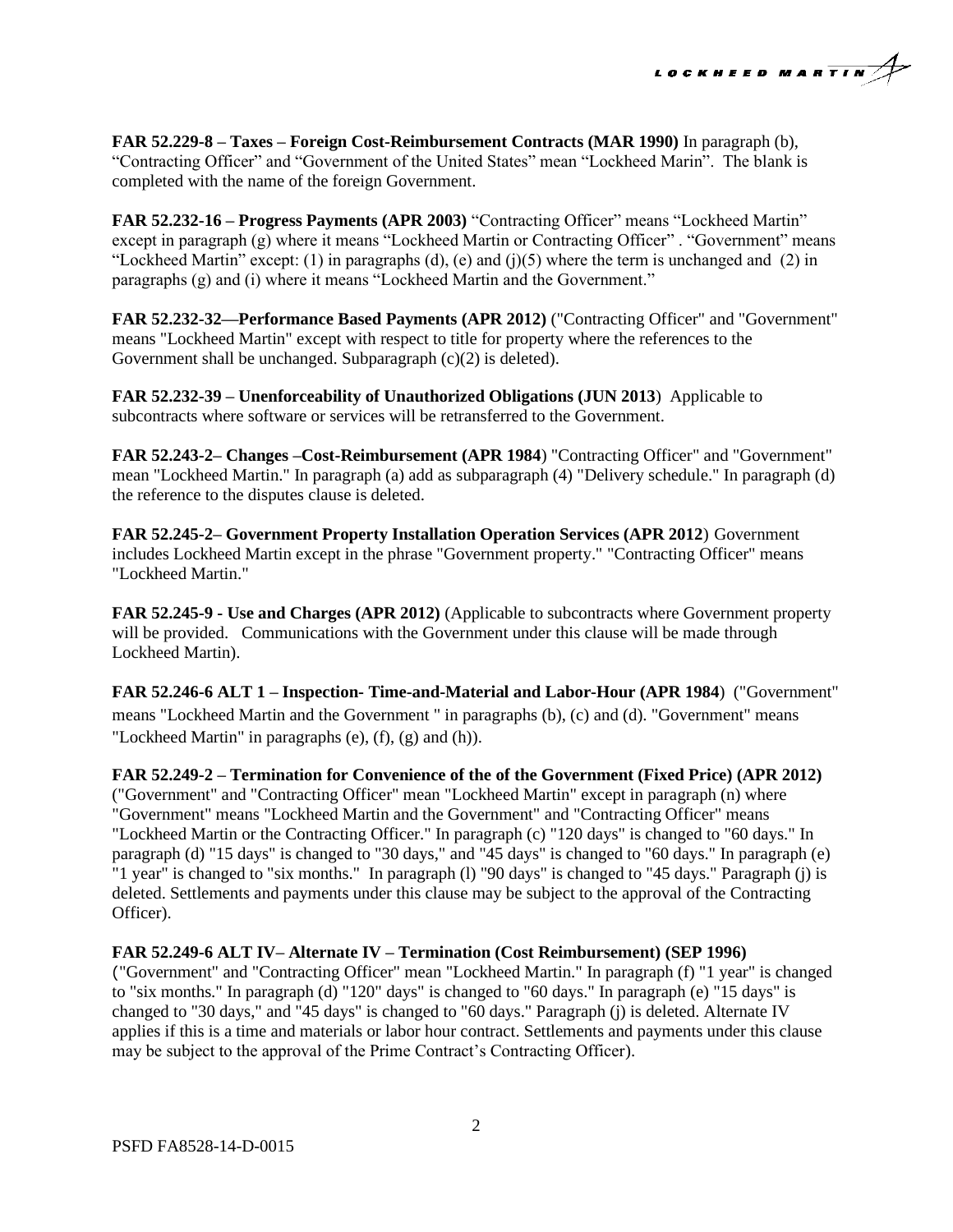**FAR 52.229-8 – Taxes – Foreign Cost-Reimbursement Contracts (MAR 1990)** In paragraph (b), "Contracting Officer" and "Government of the United States" mean "Lockheed Marin". The blank is completed with the name of the foreign Government.

**FAR 52.232-16 – Progress Payments (APR 2003)** "Contracting Officer" means "Lockheed Martin" except in paragraph (g) where it means "Lockheed Martin or Contracting Officer" . "Government" means "Lockheed Martin" except: (1) in paragraphs (d), (e) and (j)(5) where the term is unchanged and (2) in paragraphs (g) and (i) where it means "Lockheed Martin and the Government."

**FAR 52.232-32—Performance Based Payments (APR 2012)** ("Contracting Officer" and "Government" means "Lockheed Martin" except with respect to title for property where the references to the Government shall be unchanged. Subparagraph (c)(2) is deleted).

**FAR 52.232-39 – Unenforceability of Unauthorized Obligations (JUN 2013**) Applicable to subcontracts where software or services will be retransferred to the Government.

**FAR 52.243-2– Changes –Cost-Reimbursement (APR 1984**) "Contracting Officer" and "Government" mean "Lockheed Martin." In paragraph (a) add as subparagraph (4) "Delivery schedule." In paragraph (d) the reference to the disputes clause is deleted.

**FAR 52.245-2– Government Property Installation Operation Services (APR 2012**) Government includes Lockheed Martin except in the phrase "Government property." "Contracting Officer" means "Lockheed Martin."

**FAR 52.245-9 - Use and Charges (APR 2012)** (Applicable to subcontracts where Government property will be provided. Communications with the Government under this clause will be made through Lockheed Martin).

**FAR 52.246-6 ALT 1 – Inspection- Time-and-Material and Labor-Hour (APR 1984**) ("Government" means "Lockheed Martin and the Government " in paragraphs (b), (c) and (d). "Government" means "Lockheed Martin" in paragraphs (e), (f), (g) and (h)).

**FAR 52.249-2 – Termination for Convenience of the of the Government (Fixed Price) (APR 2012)** ("Government" and "Contracting Officer" mean "Lockheed Martin" except in paragraph (n) where "Government" means "Lockheed Martin and the Government" and "Contracting Officer" means "Lockheed Martin or the Contracting Officer." In paragraph (c) "120 days" is changed to "60 days." In paragraph (d) "15 days" is changed to "30 days," and "45 days" is changed to "60 days." In paragraph (e) "1 year" is changed to "six months." In paragraph (l) "90 days" is changed to "45 days." Paragraph (j) is deleted. Settlements and payments under this clause may be subject to the approval of the Contracting Officer).

**FAR 52.249-6 ALT IV– Alternate IV – Termination (Cost Reimbursement) (SEP 1996)** ("Government" and "Contracting Officer" mean "Lockheed Martin." In paragraph (f) "1 year" is changed to "six months." In paragraph (d) "120" days" is changed to "60 days." In paragraph (e) "15 days" is changed to "30 days," and "45 days" is changed to "60 days." Paragraph (j) is deleted. Alternate IV applies if this is a time and materials or labor hour contract. Settlements and payments under this clause may be subject to the approval of the Prime Contract's Contracting Officer).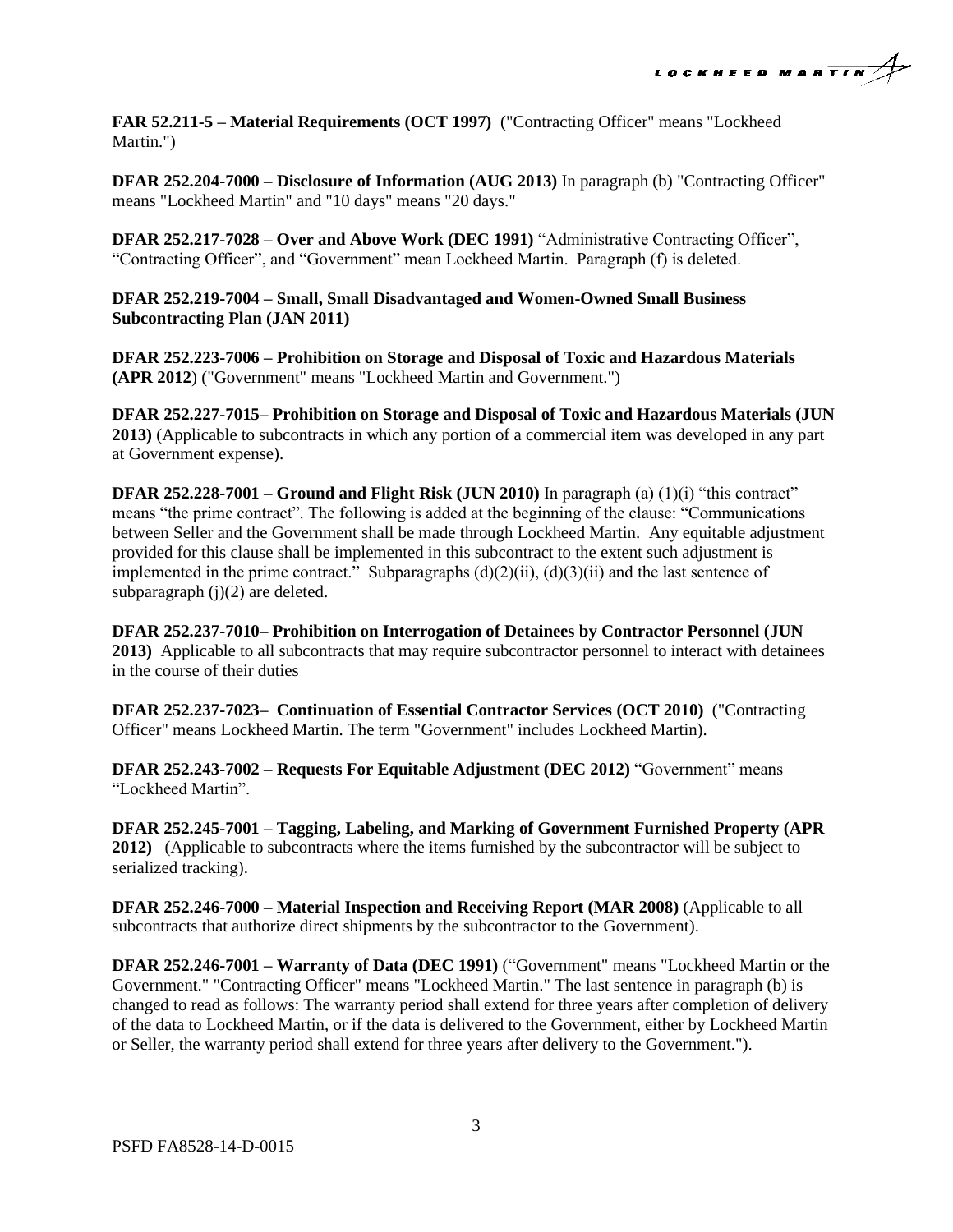**FAR 52.211-5 – Material Requirements (OCT 1997)** ("Contracting Officer" means "Lockheed Martin.")

**DFAR 252.204-7000 – Disclosure of Information (AUG 2013)** In paragraph (b) "Contracting Officer" means "Lockheed Martin" and "10 days" means "20 days."

**DFAR 252.217-7028 – Over and Above Work (DEC 1991)** "Administrative Contracting Officer", "Contracting Officer", and "Government" mean Lockheed Martin. Paragraph (f) is deleted.

**DFAR 252.219-7004 – Small, Small Disadvantaged and Women-Owned Small Business Subcontracting Plan (JAN 2011)**

**DFAR 252.223-7006 – Prohibition on Storage and Disposal of Toxic and Hazardous Materials (APR 2012**) ("Government" means "Lockheed Martin and Government.")

**DFAR 252.227-7015– Prohibition on Storage and Disposal of Toxic and Hazardous Materials (JUN 2013)** (Applicable to subcontracts in which any portion of a commercial item was developed in any part at Government expense).

**DFAR 252.228-7001 – Ground and Flight Risk (JUN 2010)** In paragraph (a) (1)(i) "this contract" means "the prime contract". The following is added at the beginning of the clause: "Communications between Seller and the Government shall be made through Lockheed Martin. Any equitable adjustment provided for this clause shall be implemented in this subcontract to the extent such adjustment is implemented in the prime contract." Subparagraphs (d)(2)(ii), (d)(3)(ii) and the last sentence of subparagraph (j)(2) are deleted.

**DFAR 252.237-7010– Prohibition on Interrogation of Detainees by Contractor Personnel (JUN 2013)** Applicable to all subcontracts that may require subcontractor personnel to interact with detainees in the course of their duties

**DFAR 252.237-7023– Continuation of Essential Contractor Services (OCT 2010)** ("Contracting Officer" means Lockheed Martin. The term "Government" includes Lockheed Martin).

**DFAR 252.243-7002 – Requests For Equitable Adjustment (DEC 2012)** "Government" means "Lockheed Martin".

**DFAR 252.245-7001 – Tagging, Labeling, and Marking of Government Furnished Property (APR 2012)** (Applicable to subcontracts where the items furnished by the subcontractor will be subject to serialized tracking).

**DFAR 252.246-7000 – Material Inspection and Receiving Report (MAR 2008)** (Applicable to all subcontracts that authorize direct shipments by the subcontractor to the Government).

**DFAR 252.246-7001 – Warranty of Data (DEC 1991)** ("Government" means "Lockheed Martin or the Government." "Contracting Officer" means "Lockheed Martin." The last sentence in paragraph (b) is changed to read as follows: The warranty period shall extend for three years after completion of delivery of the data to Lockheed Martin, or if the data is delivered to the Government, either by Lockheed Martin or Seller, the warranty period shall extend for three years after delivery to the Government.").